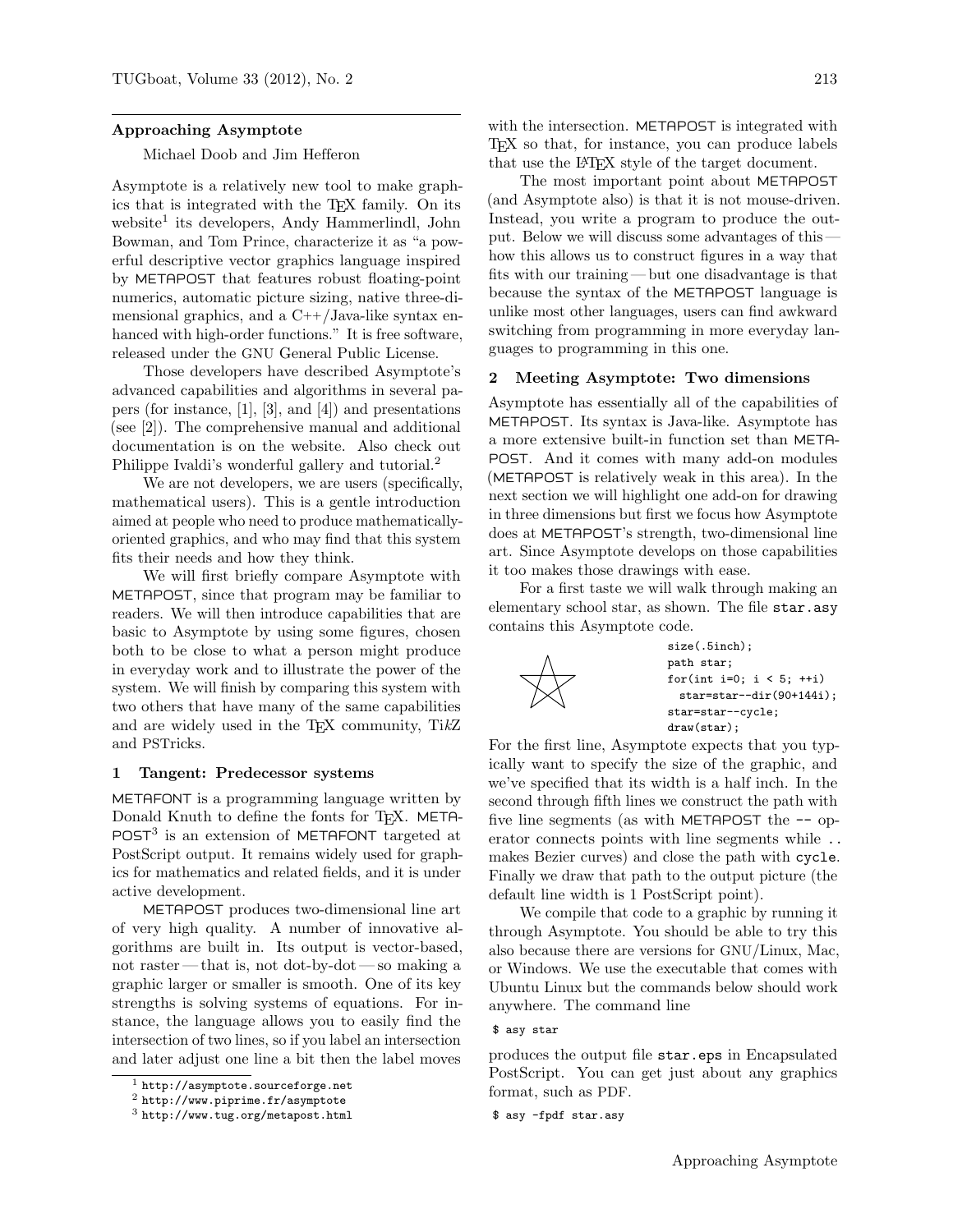## Approaching Asymptote

Michael Doob and Jim Hefferon

Asymptote is a relatively new tool to make graphics that is integrated with the TEX family. On its website[1] its developers, Andy Hammerlindl, John Bowman, and Tom Prince, characterize it as "a powerful descriptive vector graphics language inspired by METAPOST that features robust floating-point numerics, automatic picture sizing, native three-dimensional graphics, and a C++/Java-like syntax enhanced with high-order functions." It is free software, released under the GNU General Public License.

Those developers have described Asymptote's advanced capabilities and algorithms in several papers (for instance, [1], [3], and [4]) and presentations (see [2]). The comprehensive manual and additional documentation is on the website. Also check out Philippe Ivaldi's wonderful gallery and tutorial.[2]

We are not developers, we are users (specifically, mathematical users). This is a gentle introduction aimed at people who need to produce mathematically-oriented graphics, and who may find that this system fits their needs and how they think.

We will first briefly compare Asymptote with METAPOST, since that program may be familiar to readers. We will then introduce capabilities that are basic to Asymptote by using some figures, chosen both to be close to what a person might produce in everyday work and to illustrate the power of the system. We will finish by comparing this system with two others that have many of the same capabilities and are widely used in the TEX community, TikZ and PSTricks.

### 1 Tangent: Predecessor systems

METAFONT is a programming language written by Donald Knuth to define the fonts for TEX. METAPOST[3] is an extension of METAFONT targeted at PostScript output. It remains widely used for graphics for mathematics and related fields, and it is under active development.

METAPOST produces two-dimensional line art of very high quality. A number of innovative algorithms are built in. Its output is vector-based, not raster — that is, not dot-by-dot — so making a graphic larger or smaller is smooth. One of its key strengths is solving systems of equations. For instance, the language allows you to easily find the intersection of two lines, so if you label an intersection and later adjust one line a bit then the label moves with the intersection. METAPOST is integrated with TEX so that, for instance, you can produce labels that use the LATEX style of the target document.

The most important point about METAPOST (and Asymptote also) is that it is not mouse-driven. Instead, you write a program to produce the output. Below we will discuss some advantages of this — how this allows us to construct figures in a way that fits with our training — but one disadvantage is that because the syntax of the METAPOST language is unlike most other languages, users can find awkward switching from programming in more everyday languages to programming in this one.

### 2 Meeting Asymptote: Two dimensions

Asymptote has essentially all of the capabilities of METAPOST. Its syntax is Java-like. Asymptote has a more extensive built-in function set than METAPOST. And it comes with many add-on modules (METAPOST is relatively weak in this area). In the next section we will highlight one add-on for drawing in three dimensions but first we focus how Asymptote does at METAPOST's strength, two-dimensional line art. Since Asymptote develops on those capabilities it too makes those drawings with ease.

For a first taste we will walk through making an elementary school star, as shown. The file `star.asy` contains this Asymptote code.

```
size(.5inch);
path star;
for(int i=0; i < 5; ++i)
  star=star--dir(90+144i);
star=star--cycle;
draw(star);
```

For the first line, Asymptote expects that you typically want to specify the size of the graphic, and we've specified that its width is a half inch. In the second through fifth lines we construct the path with five line segments (as with METAPOST the `--` operator connects points with line segments while `..` makes Bezier curves) and close the path with `cycle`. Finally we draw that path to the output picture (the default line width is 1 PostScript point).

We compile that code to a graphic by running it through Asymptote. You should be able to try this also because there are versions for GNU/Linux, Mac, or Windows. We use the executable that comes with Ubuntu Linux but the commands below should work anywhere. The command line

```
$ asy star
```

produces the output file `star.eps` in Encapsulated PostScript. You can get just about any graphics format, such as PDF.

```
$ asy -fpdf star.asy
```

---

[1] http://asymptote.sourceforge.net

[2] http://www.piprime.fr/asymptote

[3] http://www.tug.org/metapost.html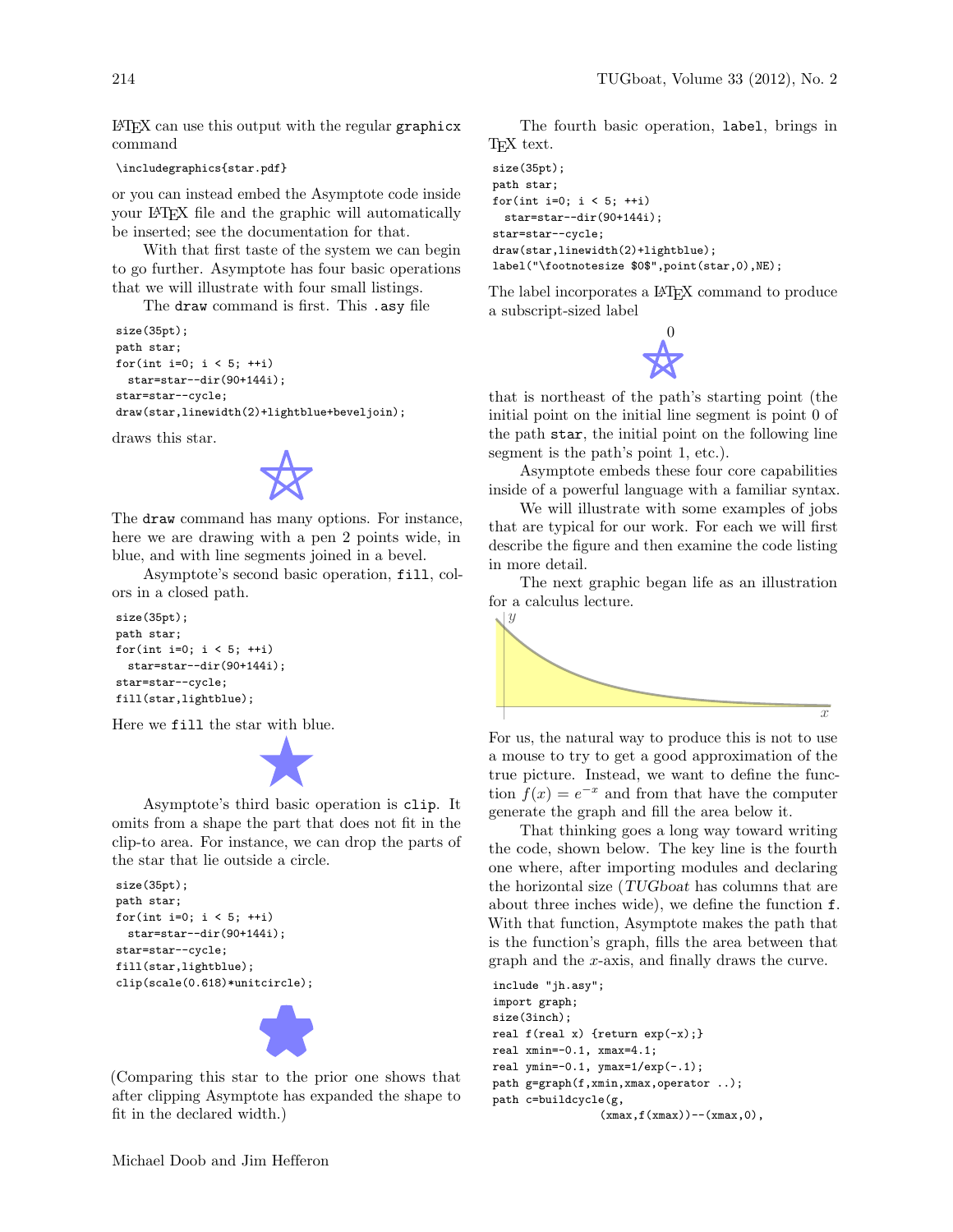LaTeX can use this output with the regular `graphicx` command

```
\includegraphics{star.pdf}
```

or you can instead embed the Asymptote code inside your LaTeX file and the graphic will automatically be inserted; see the documentation for that.

With that first taste of the system we can begin to go further. Asymptote has four basic operations that we will illustrate with four small listings.

The `draw` command is first. This `.asy` file

```
size(35pt);
path star;
for(int i=0; i < 5; ++i)
  star=star--dir(90+144i);
star=star--cycle;
draw(star,linewidth(2)+lightblue+beveljoin);
```

draws this star.

The `draw` command has many options. For instance, here we are drawing with a pen 2 points wide, in blue, and with line segments joined in a bevel.

Asymptote's second basic operation, `fill`, colors in a closed path.

```
size(35pt);
path star;
for(int i=0; i < 5; ++i)
  star=star--dir(90+144i);
star=star--cycle;
fill(star,lightblue);
```

Here we `fill` the star with blue.

Asymptote's third basic operation is `clip`. It omits from a shape the part that does not fit in the clip-to area. For instance, we can drop the parts of the star that lie outside a circle.

```
size(35pt);
path star;
for(int i=0; i < 5; ++i)
  star=star--dir(90+144i);
star=star--cycle;
fill(star,lightblue);
clip(scale(0.618)*unitcircle);
```

(Comparing this star to the prior one shows that after clipping Asymptote has expanded the shape to fit in the declared width.)

The fourth basic operation, `label`, brings in TeX text.

```
size(35pt);
path star;
for(int i=0; i < 5; ++i)
  star=star--dir(90+144i);
star=star--cycle;
draw(star,linewidth(2)+lightblue);
label("\footnotesize $0$",point(star,0),NE);
```

The label incorporates a LaTeX command to produce a subscript-sized label

that is northeast of the path's starting point (the initial point on the initial line segment is point 0 of the path `star`, the initial point on the following line segment is the path's point 1, etc.).

Asymptote embeds these four core capabilities inside of a powerful language with a familiar syntax.

We will illustrate with some examples of jobs that are typical for our work. For each we will first describe the figure and then examine the code listing in more detail.

The next graphic began life as an illustration for a calculus lecture.

For us, the natural way to produce this is not to use a mouse to try to get a good approximation of the true picture. Instead, we want to define the function $f(x) = e^{-x}$ and from that have the computer generate the graph and fill the area below it.

That thinking goes a long way toward writing the code, shown below. The key line is the fourth one where, after importing modules and declaring the horizontal size (*TUGboat* has columns that are about three inches wide), we define the function `f`. With that function, Asymptote makes the path that is the function's graph, fills the area between that graph and the $x$-axis, and finally draws the curve.

```
include "jh.asy";
import graph;
size(3inch);
real f(real x) {return exp(-x);}
real xmin=-0.1, xmax=4.1;
real ymin=-0.1, ymax=1/exp(-.1);
path g=graph(f,xmin,xmax,operator ..);
path c=buildcycle(g,
                (xmax,f(xmax))--(xmax,0),
```

Michael Doob and Jim Hefferon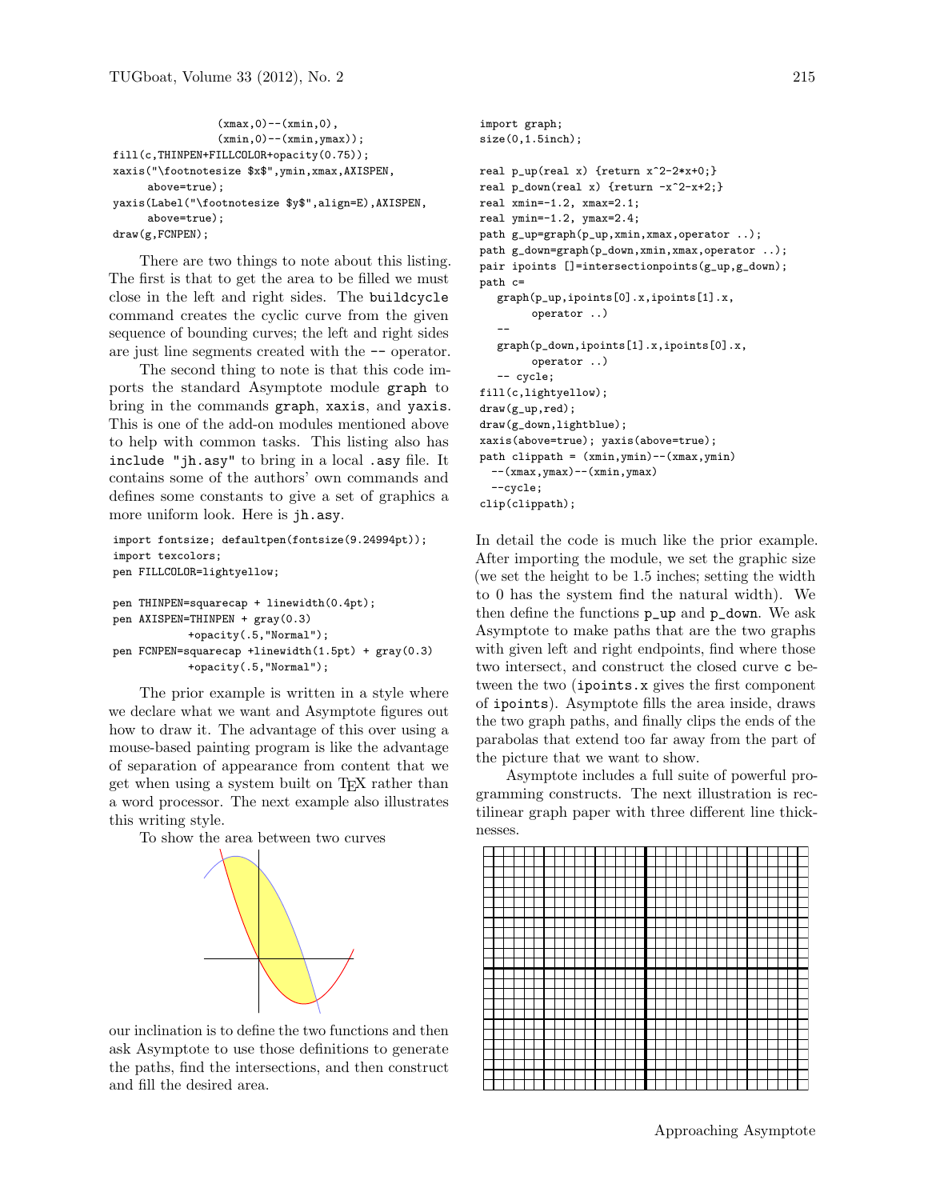```
                 (xmax,0)--(xmin,0),
                 (xmin,0)--(xmin,ymax));
fill(c,THINPEN+FILLCOLOR+opacity(0.75));
xaxis("\footnotesize $x$",ymin,xmax,AXISPEN,
      above=true);
yaxis(Label("\footnotesize $y$",align=E),AXISPEN,
      above=true);
draw(g,FCNPEN);
```

There are two things to note about this listing. The first is that to get the area to be filled we must close in the left and right sides. The `buildcycle` command creates the cyclic curve from the given sequence of bounding curves; the left and right sides are just line segments created with the `--` operator.

The second thing to note is that this code imports the standard Asymptote module `graph` to bring in the commands `graph`, `xaxis`, and `yaxis`. This is one of the add-on modules mentioned above to help with common tasks. This listing also has `include "jh.asy"` to bring in a local `.asy` file. It contains some of the authors' own commands and defines some constants to give a set of graphics a more uniform look. Here is `jh.asy`.

```
import fontsize; defaultpen(fontsize(9.24994pt));
import texcolors;
pen FILLCOLOR=lightyellow;

pen THINPEN=squarecap + linewidth(0.4pt);
pen AXISPEN=THINPEN + gray(0.3)
           +opacity(.5,"Normal");
pen FCNPEN=squarecap +linewidth(1.5pt) + gray(0.3)
           +opacity(.5,"Normal");
```

The prior example is written in a style where we declare what we want and Asymptote figures out how to draw it. The advantage of this over using a mouse-based painting program is like the advantage of separation of appearance from content that we get when using a system built on TEX rather than a word processor. The next example also illustrates this writing style.

To show the area between two curves

our inclination is to define the two functions and then ask Asymptote to use those definitions to generate the paths, find the intersections, and then construct and fill the desired area.

```
import graph;
size(0,1.5inch);

real p_up(real x) {return x^2-2*x+0;}
real p_down(real x) {return -x^2-x+2;}
real xmin=-1.2, xmax=2.1;
real ymin=-1.2, ymax=2.4;
path g_up=graph(p_up,xmin,xmax,operator ..);
path g_down=graph(p_down,xmin,xmax,operator ..);
pair ipoints []=intersectionpoints(g_up,g_down);
path c=
   graph(p_up,ipoints[0].x,ipoints[1].x,
         operator ..)
   --
   graph(p_down,ipoints[1].x,ipoints[0].x,
         operator ..)
   -- cycle;
fill(c,lightyellow);
draw(g_up,red);
draw(g_down,lightblue);
xaxis(above=true); yaxis(above=true);
path clippath = (xmin,ymin)--(xmax,ymin)
  --(xmax,ymax)--(xmin,ymax)
  --cycle;
clip(clippath);
```

In detail the code is much like the prior example. After importing the module, we set the graphic size (we set the height to be 1.5 inches; setting the width to 0 has the system find the natural width). We then define the functions `p_up` and `p_down`. We ask Asymptote to make paths that are the two graphs with given left and right endpoints, find where those two intersect, and construct the closed curve `c` between the two (`ipoints.x` gives the first component of `ipoints`). Asymptote fills the area inside, draws the two graph paths, and finally clips the ends of the parabolas that extend too far away from the part of the picture that we want to show.

Asymptote includes a full suite of powerful programming constructs. The next illustration is rectilinear graph paper with three different line thicknesses.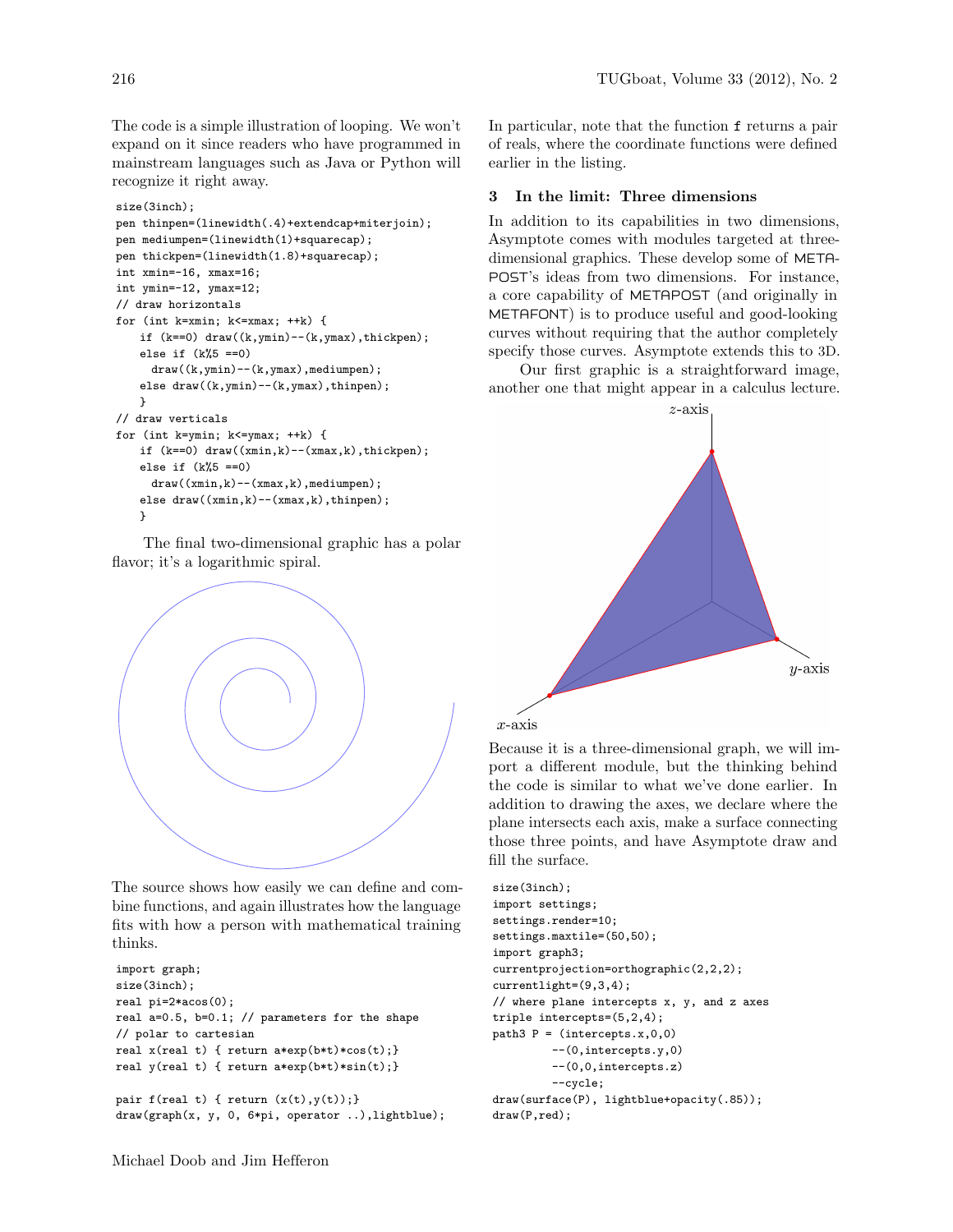The code is a simple illustration of looping. We won't expand on it since readers who have programmed in mainstream languages such as Java or Python will recognize it right away.

```
size(3inch);
pen thinpen=(linewidth(.4)+extendcap+miterjoin);
pen mediumpen=(linewidth(1)+squarecap);
pen thickpen=(linewidth(1.8)+squarecap);
int xmin=-16, xmax=16;
int ymin=-12, ymax=12;
// draw horizontals
for (int k=xmin; k<=xmax; ++k) {
    if (k==0) draw((k,ymin)--(k,ymax),thickpen);
    else if (k%5 ==0)
      draw((k,ymin)--(k,ymax),mediumpen);
    else draw((k,ymin)--(k,ymax),thinpen);
    }
// draw verticals
for (int k=ymin; k<=ymax; ++k) {
    if (k==0) draw((xmin,k)--(xmax,k),thickpen);
    else if (k%5 ==0)
      draw((xmin,k)--(xmax,k),mediumpen);
    else draw((xmin,k)--(xmax,k),thinpen);
    }
```

The final two-dimensional graphic has a polar flavor; it's a logarithmic spiral.

The source shows how easily we can define and combine functions, and again illustrates how the language fits with how a person with mathematical training thinks.

```
import graph;
size(3inch);
real pi=2*acos(0);
real a=0.5, b=0.1; // parameters for the shape
// polar to cartesian
real x(real t) { return a*exp(b*t)*cos(t);}
real y(real t) { return a*exp(b*t)*sin(t);}

pair f(real t) { return (x(t),y(t));}
draw(graph(x, y, 0, 6*pi, operator ..),lightblue);
```

In particular, note that the function `f` returns a pair of reals, where the coordinate functions were defined earlier in the listing.

## 3 In the limit: Three dimensions

In addition to its capabilities in two dimensions, Asymptote comes with modules targeted at three-dimensional graphics. These develop some of METAPOST's ideas from two dimensions. For instance, a core capability of METAPOST (and originally in METAFONT) is to produce useful and good-looking curves without requiring that the author completely specify those curves. Asymptote extends this to 3D.

Our first graphic is a straightforward image, another one that might appear in a calculus lecture.

Because it is a three-dimensional graph, we will import a different module, but the thinking behind the code is similar to what we've done earlier. In addition to drawing the axes, we declare where the plane intersects each axis, make a surface connecting those three points, and have Asymptote draw and fill the surface.

```
size(3inch);
import settings;
settings.render=10;
settings.maxtile=(50,50);
import graph3;
currentprojection=orthographic(2,2,2);
currentlight=(9,3,4);
// where plane intercepts x, y, and z axes
triple intercepts=(5,2,4);
path3 P = (intercepts.x,0,0)
        --(0,intercepts.y,0)
        --(0,0,intercepts.z)
        --cycle;
draw(surface(P), lightblue+opacity(.85));
draw(P,red);
```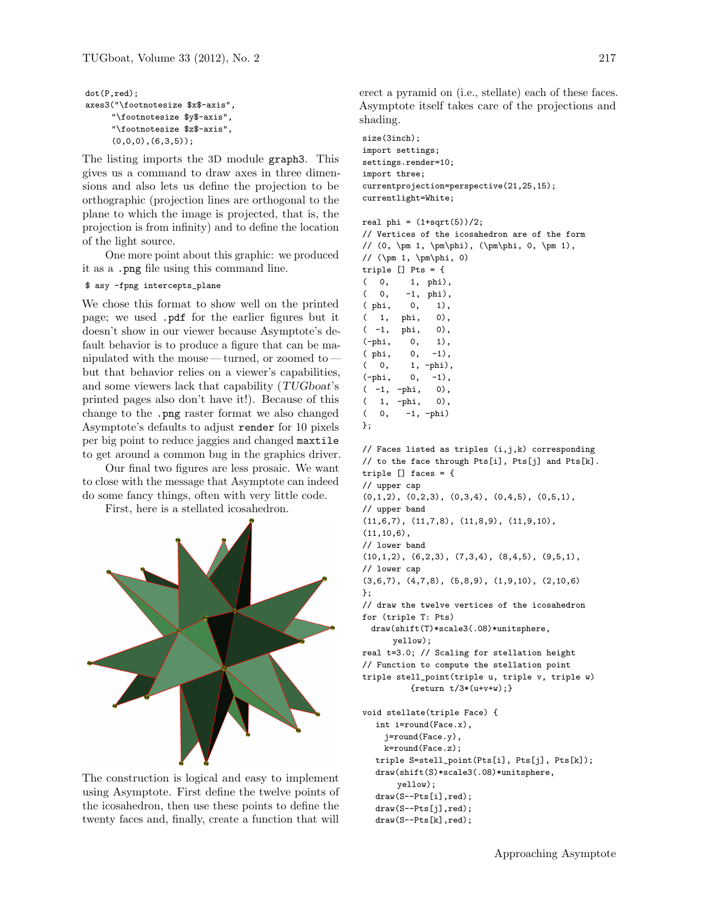```
dot(P,red);
axes3("\footnotesize $x$-axis",
      "\footnotesize $y$-axis",
      "\footnotesize $z$-axis",
      (0,0,0),(6,3,5));
```

The listing imports the 3D module `graph3`. This gives us a command to draw axes in three dimensions and also lets us define the projection to be orthographic (projection lines are orthogonal to the plane to which the image is projected, that is, the projection is from infinity) and to define the location of the light source.

One more point about this graphic: we produced it as a `.png` file using this command line.

```
$ asy -fpng intercepts_plane
```

We chose this format to show well on the printed page; we used `.pdf` for the earlier figures but it doesn't show in our viewer because Asymptote's default behavior is to produce a figure that can be manipulated with the mouse — turned, or zoomed to — but that behavior relies on a viewer's capabilities, and some viewers lack that capability (*TUGboat*'s printed pages also don't have it!). Because of this change to the `.png` raster format we also changed Asymptote's defaults to adjust `render` for 10 pixels per big point to reduce jaggies and changed `maxtile` to get around a common bug in the graphics driver.

Our final two figures are less prosaic. We want to close with the message that Asymptote can indeed do some fancy things, often with very little code.

First, here is a stellated icosahedron.

The construction is logical and easy to implement using Asymptote. First define the twelve points of the icosahedron, then use these points to define the twenty faces and, finally, create a function that will erect a pyramid on (i.e., stellate) each of these faces. Asymptote itself takes care of the projections and shading.

```
size(3inch);
import settings;
settings.render=10;
import three;
currentprojection=perspective(21,25,15);
currentlight=White;

real phi = (1+sqrt(5))/2;
// Vertices of the icosahedron are of the form
// (0, \pm 1, \pm\phi), (\pm\phi, 0, \pm 1),
// (\pm 1, \pm\phi, 0)
triple [] Pts = {
(   0,    1,  phi),
(   0,   -1,  phi),
( phi,    0,    1),
(   1,  phi,    0),
(  -1,  phi,    0),
(-phi,    0,    1),
( phi,    0,   -1),
(   0,    1, -phi),
(-phi,    0,   -1),
(  -1, -phi,    0),
(   1, -phi,    0),
(   0,   -1, -phi)
};

// Faces listed as triples (i,j,k) corresponding
// to the face through Pts[i], Pts[j] and Pts[k].
triple [] faces = {
// upper cap
(0,1,2), (0,2,3), (0,3,4), (0,4,5), (0,5,1),
// upper band
(11,6,7), (11,7,8), (11,8,9), (11,9,10),
(11,10,6),
// lower band
(10,1,2), (6,2,3), (7,3,4), (8,4,5), (9,5,1),
// lower cap
(3,6,7), (4,7,8), (5,8,9), (1,9,10), (2,10,6)
};
// draw the twelve vertices of the icosahedron
for (triple T: Pts)
  draw(shift(T)*scale3(.08)*unitsphere,
       yellow);
real t=3.0; // Scaling for stellation height
// Function to compute the stellation point
triple stell_point(triple u, triple v, triple w)
         {return t/3*(u+v+w);}

void stellate(triple Face) {
   int i=round(Face.x),
     j=round(Face.y),
     k=round(Face.z);
   triple S=stell_point(Pts[i], Pts[j], Pts[k]);
   draw(shift(S)*scale3(.08)*unitsphere,
        yellow);
   draw(S--Pts[i],red);
   draw(S--Pts[j],red);
   draw(S--Pts[k],red);
```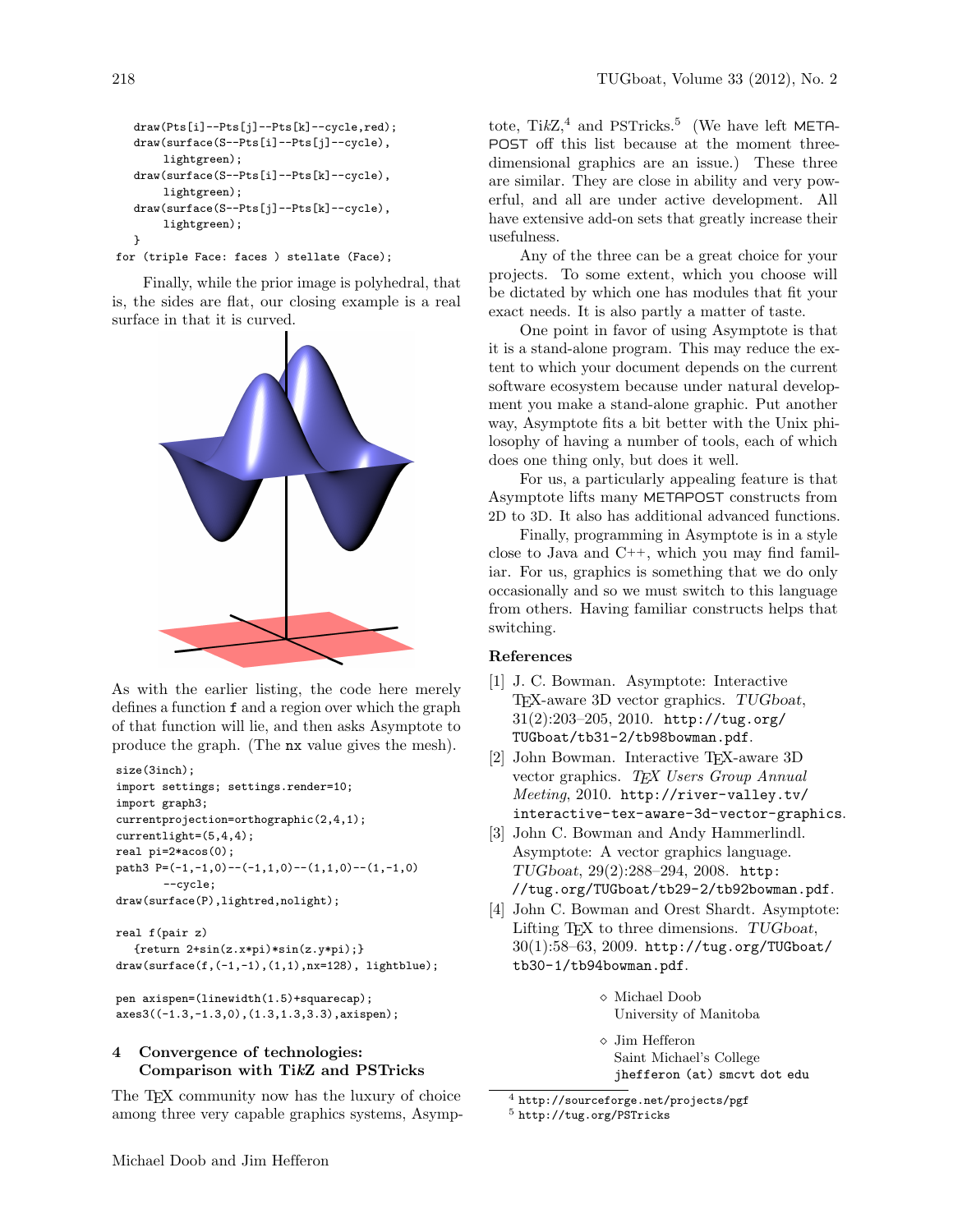```
    draw(Pts[i]--Pts[j]--Pts[k]--cycle,red);
    draw(surface(S--Pts[i]--Pts[j]--cycle),
        lightgreen);
    draw(surface(S--Pts[i]--Pts[k]--cycle),
        lightgreen);
    draw(surface(S--Pts[j]--Pts[k]--cycle),
        lightgreen);
  }
for (triple Face: faces ) stellate (Face);
```

Finally, while the prior image is polyhedral, that is, the sides are flat, our closing example is a real surface in that it is curved.

As with the earlier listing, the code here merely defines a function `f` and a region over which the graph of that function will lie, and then asks Asymptote to produce the graph. (The `nx` value gives the mesh).

```
size(3inch);
import settings; settings.render=10;
import graph3;
currentprojection=orthographic(2,4,1);
currentlight=(5,4,4);
real pi=2*acos(0);
path3 P=(-1,-1,0)--(-1,1,0)--(1,1,0)--(1,-1,0)
        --cycle;
draw(surface(P),lightred,nolight);

real f(pair z)
   {return 2+sin(z.x*pi)*sin(z.y*pi);}
draw(surface(f,(-1,-1),(1,1),nx=128), lightblue);

pen axispen=(linewidth(1.5)+squarecap);
axes3((-1.3,-1.3,0),(1.3,1.3,3.3),axispen);
```

## 4 Convergence of technologies: Comparison with TikZ and PSTricks

The TeX community now has the luxury of choice among three very capable graphics systems, Asymptote, TikZ,[4] and PSTricks.[5] (We have left METAPOST off this list because at the moment three-dimensional graphics are an issue.) These three are similar. They are close in ability and very powerful, and all are under active development. All have extensive add-on sets that greatly increase their usefulness.

Any of the three can be a great choice for your projects. To some extent, which you choose will be dictated by which one has modules that fit your exact needs. It is also partly a matter of taste.

One point in favor of using Asymptote is that it is a stand-alone program. This may reduce the extent to which your document depends on the current software ecosystem because under natural development you make a stand-alone graphic. Put another way, Asymptote fits a bit better with the Unix philosophy of having a number of tools, each of which does one thing only, but does it well.

For us, a particularly appealing feature is that Asymptote lifts many METAPOST constructs from 2D to 3D. It also has additional advanced functions.

Finally, programming in Asymptote is in a style close to Java and C++, which you may find familiar. For us, graphics is something that we do only occasionally and so we must switch to this language from others. Having familiar constructs helps that switching.

### References

[1] J. C. Bowman. Asymptote: Interactive TeX-aware 3D vector graphics. *TUGboat*, 31(2):203–205, 2010. `http://tug.org/TUGboat/tb31-2/tb98bowman.pdf`.

[2] John Bowman. Interactive TeX-aware 3D vector graphics. *TeX Users Group Annual Meeting*, 2010. `http://river-valley.tv/interactive-tex-aware-3d-vector-graphics`.

[3] John C. Bowman and Andy Hammerlindl. Asymptote: A vector graphics language. *TUGboat*, 29(2):288–294, 2008. `http://tug.org/TUGboat/tb29-2/tb92bowman.pdf`.

[4] John C. Bowman and Orest Shardt. Asymptote: Lifting TeX to three dimensions. *TUGboat*, 30(1):58–63, 2009. `http://tug.org/TUGboat/tb30-1/tb94bowman.pdf`.

⋄ Michael Doob
University of Manitoba

⋄ Jim Hefferon
Saint Michael's College
`jhefferon (at) smcvt dot edu`

[4] `http://sourceforge.net/projects/pgf`

[5] `http://tug.org/PSTricks`